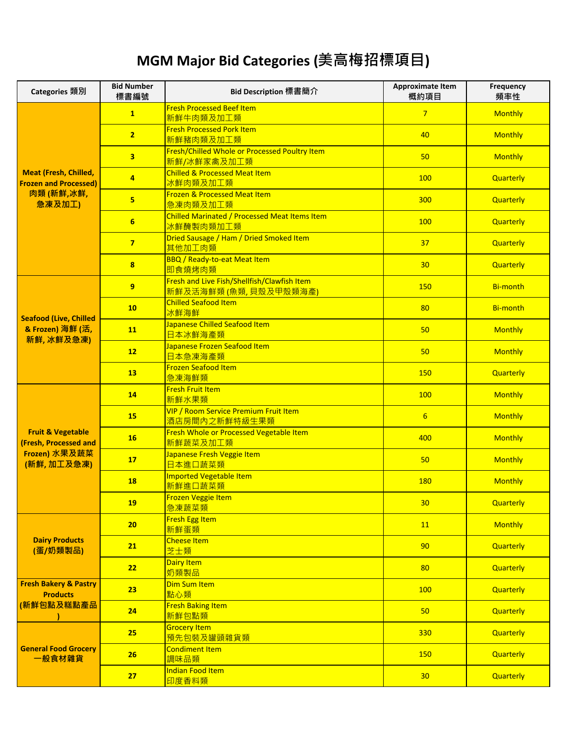# MGM Major Bid Categories (美高梅招標項目)

| Categories 類別 | Bid Number 標書編號 | Bid Description 標書簡介 | Approximate Item 概約項目 | Frequency 頻率性 |
|---|---|---|---|---|
| Meat (Fresh, Chilled, Frozen and Processed) 肉類 (新鮮,冰鮮, 急凍及加工) | 1 | Fresh Processed Beef Item 新鮮牛肉類及加工類 | 7 | Monthly |
| | 2 | Fresh Processed Pork Item 新鮮豬肉類及加工類 | 40 | Monthly |
| | 3 | Fresh/Chilled Whole or Processed Poultry Item 新鮮/冰鮮家禽及加工類 | 50 | Monthly |
| | 4 | Chilled & Processed Meat Item 冰鮮肉類及加工類 | 100 | Quarterly |
| | 5 | Frozen & Processed Meat Item 急凍肉類及加工類 | 300 | Quarterly |
| | 6 | Chilled Marinated / Processed Meat Items Item 冰鮮醃製肉類加工類 | 100 | Quarterly |
| | 7 | Dried Sausage / Ham / Dried Smoked Item 其他加工肉類 | 37 | Quarterly |
| | 8 | BBQ / Ready-to-eat Meat Item 即食燒烤肉類 | 30 | Quarterly |
| Seafood (Live, Chilled & Frozen) 海鮮 (活, 新鮮, 冰鮮及急凍) | 9 | Fresh and Live Fish/Shellfish/Clawfish Item 新鮮及活海鮮類 (魚類, 貝殼及甲殼類海產) | 150 | Bi-month |
| | 10 | Chilled Seafood Item 冰鮮海鮮 | 80 | Bi-month |
| | 11 | Japanese Chilled Seafood Item 日本冰鮮海產類 | 50 | Monthly |
| | 12 | Japanese Frozen Seafood Item 日本急凍海產類 | 50 | Monthly |
| | 13 | Frozen Seafood Item 急凍海鮮類 | 150 | Quarterly |
| Fruit & Vegetable (Fresh, Processed and Frozen) 水果及蔬菜 (新鮮, 加工及急凍) | 14 | Fresh Fruit Item 新鮮水果類 | 100 | Monthly |
| | 15 | VIP / Room Service Premium Fruit Item 酒店房間內之新鮮特級生果類 | 6 | Monthly |
| | 16 | Fresh Whole or Processed Vegetable Item 新鮮蔬菜及加工類 | 400 | Monthly |
| | 17 | Japanese Fresh Veggie Item 日本進口蔬菜類 | 50 | Monthly |
| | 18 | Imported Vegetable Item 新鮮進口蔬菜類 | 180 | Monthly |
| | 19 | Frozen Veggie Item 急凍蔬菜類 | 30 | Quarterly |
| Dairy Products (蛋/奶類製品) | 20 | Fresh Egg Item 新鮮蛋類 | 11 | Monthly |
| | 21 | Cheese Item 芝士類 | 90 | Quarterly |
| | 22 | Dairy Item 奶類製品 | 80 | Quarterly |
| Fresh Bakery & Pastry Products (新鮮包點及糕點產品) | 23 | Dim Sum Item 點心類 | 100 | Quarterly |
| | 24 | Fresh Baking Item 新鮮包點類 | 50 | Quarterly |
| General Food Grocery 一般食材雜貨 | 25 | Grocery Item 預先包裝及罐頭雜貨類 | 330 | Quarterly |
| | 26 | Condiment Item 調味品類 | 150 | Quarterly |
| | 27 | Indian Food Item 印度香料類 | 30 | Quarterly |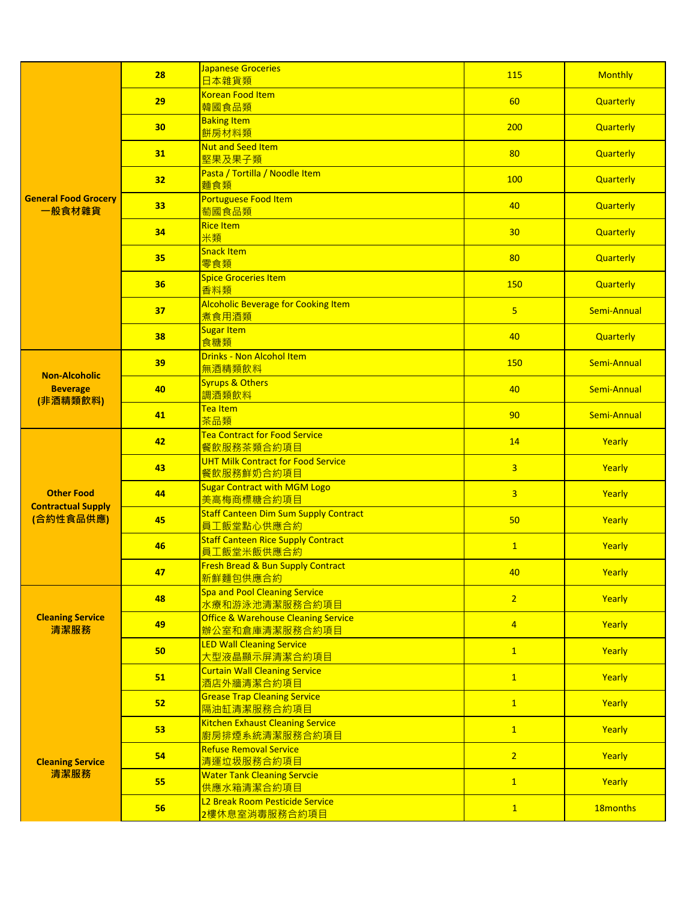| | | | | |
|---|---|---|---|---|
| General Food Grocery<br>一般食材雜貨 | 28 | Japanese Groceries<br>日本雜貨類 | 115 | Monthly |
| | 29 | Korean Food Item<br>韓國食品類 | 60 | Quarterly |
| | 30 | Baking Item<br>餅房材料類 | 200 | Quarterly |
| | 31 | Nut and Seed Item<br>堅果及果子類 | 80 | Quarterly |
| | 32 | Pasta / Tortilla / Noodle Item<br>麵食類 | 100 | Quarterly |
| | 33 | Portuguese Food Item<br>葡國食品類 | 40 | Quarterly |
| | 34 | Rice Item<br>米類 | 30 | Quarterly |
| | 35 | Snack Item<br>零食類 | 80 | Quarterly |
| | 36 | Spice Groceries Item<br>香料類 | 150 | Quarterly |
| | 37 | Alcoholic Beverage for Cooking Item<br>煮食用酒類 | 5 | Semi-Annual |
| | 38 | Sugar Item<br>食糖類 | 40 | Quarterly |
| Non-Alcoholic Beverage<br>(非酒精類飲料) | 39 | Drinks - Non Alcohol Item<br>無酒精類飲料 | 150 | Semi-Annual |
| | 40 | Syrups & Others<br>調酒類飲料 | 40 | Semi-Annual |
| | 41 | Tea Item<br>茶品類 | 90 | Semi-Annual |
| Other Food Contractual Supply<br>(合約性食品供應) | 42 | Tea Contract for Food Service<br>餐飲服務茶類合約項目 | 14 | Yearly |
| | 43 | UHT Milk Contract for Food Service<br>餐飲服務鮮奶合約項目 | 3 | Yearly |
| | 44 | Sugar Contract with MGM Logo<br>美高梅商標糖合約項目 | 3 | Yearly |
| | 45 | Staff Canteen Dim Sum Supply Contract<br>員工飯堂點心供應合約 | 50 | Yearly |
| | 46 | Staff Canteen Rice Supply Contract<br>員工飯堂米飯供應合約 | 1 | Yearly |
| | 47 | Fresh Bread & Bun Supply Contract<br>新鮮麵包供應合約 | 40 | Yearly |
| Cleaning Service<br>清潔服務 | 48 | Spa and Pool Cleaning Service<br>水療和游泳池清潔服務合約項目 | 2 | Yearly |
| | 49 | Office & Warehouse Cleaning Service<br>辦公室和倉庫清潔服務合約項目 | 4 | Yearly |
| | 50 | LED Wall Cleaning Service<br>大型液晶顯示屏清潔合約項目 | 1 | Yearly |
| | 51 | Curtain Wall Cleaning Service<br>酒店外牆清潔合約項目 | 1 | Yearly |
| | 52 | Grease Trap Cleaning Service<br>隔油缸清潔服務合約項目 | 1 | Yearly |
| | 53 | Kitchen Exhaust Cleaning Service<br>廚房排煙系統清潔服務合約項目 | 1 | Yearly |
| Cleaning Service<br>清潔服務 | 54 | Refuse Removal Service<br>清運垃圾服務合約項目 | 2 | Yearly |
| | 55 | Water Tank Cleaning Servcie<br>供應水箱清潔合約項目 | 1 | Yearly |
| | 56 | L2 Break Room Pesticide Service<br>2樓休息室消毒服務合約項目 | 1 | 18months |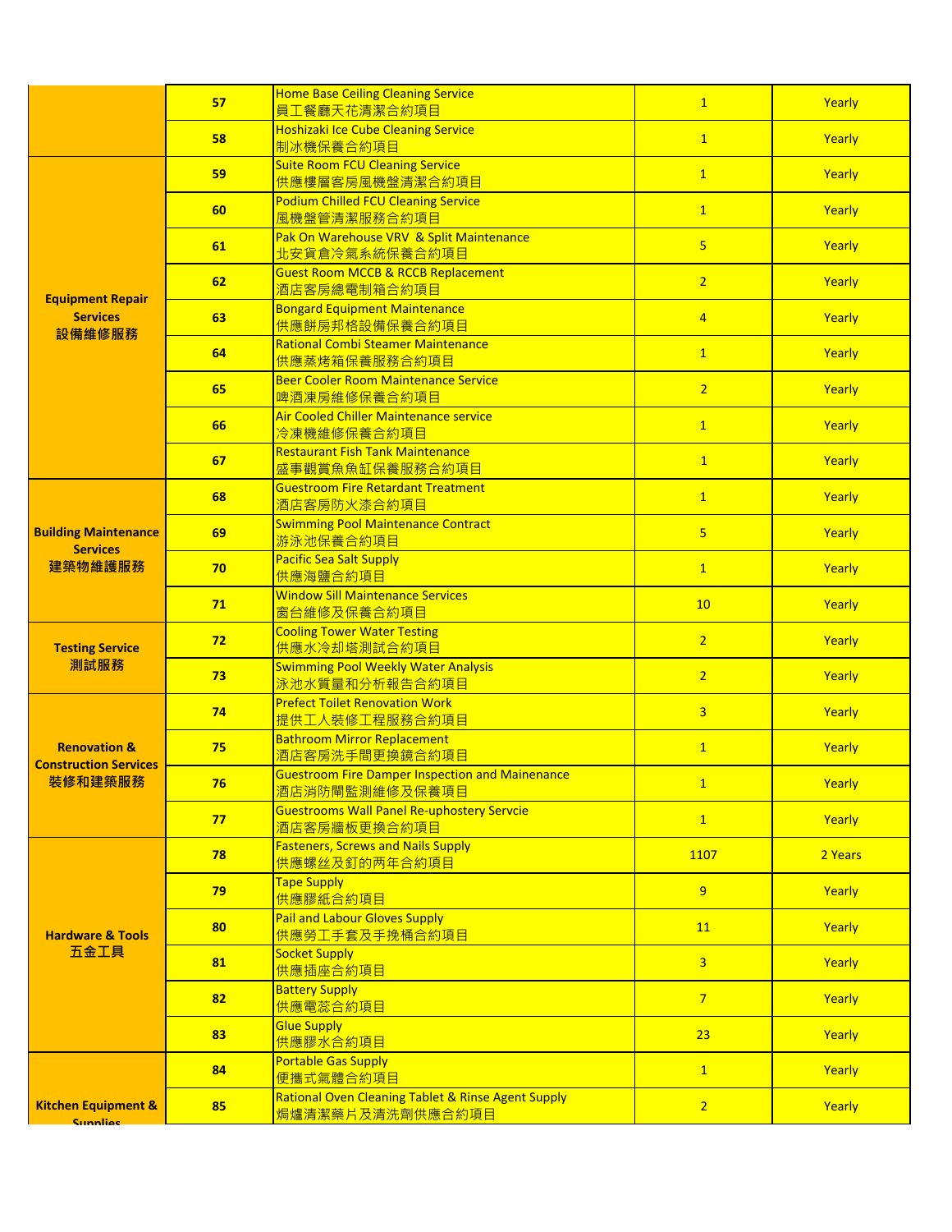| | | | | |
|---|---|---|---|---|
| | 57 | Home Base Ceiling Cleaning Service<br>員工餐廳天花清潔合約項目 | 1 | Yearly |
| | 58 | Hoshizaki Ice Cube Cleaning Service<br>制冰機保養合約項目 | 1 | Yearly |
| Equipment Repair Services<br>設備維修服務 | 59 | Suite Room FCU Cleaning Service<br>供應樓層客房風機盤清潔合約項目 | 1 | Yearly |
| | 60 | Podium Chilled FCU Cleaning Service<br>風機盤管清潔服務合約項目 | 1 | Yearly |
| | 61 | Pak On Warehouse VRV  & Split Maintenance<br>北安貨倉冷氣系統保養合約項目 | 5 | Yearly |
| | 62 | Guest Room MCCB & RCCB Replacement<br>酒店客房總電制箱合約項目 | 2 | Yearly |
| | 63 | Bongard Equipment Maintenance<br>供應餅房邦格設備保養合約項目 | 4 | Yearly |
| | 64 | Rational Combi Steamer Maintenance<br>供應蒸烤箱保養服務合約項目 | 1 | Yearly |
| | 65 | Beer Cooler Room Maintenance Service<br>啤酒凍房維修保養合約項目 | 2 | Yearly |
| | 66 | Air Cooled Chiller Maintenance service<br>冷凍機維修保養合約項目 | 1 | Yearly |
| | 67 | Restaurant Fish Tank Maintenance<br>盛事觀賞魚魚缸保養服務合約項目 | 1 | Yearly |
| Building Maintenance Services<br>建築物維護服務 | 68 | Guestroom Fire Retardant Treatment<br>酒店客房防火漆合約項目 | 1 | Yearly |
| | 69 | Swimming Pool Maintenance Contract<br>游泳池保養合約項目 | 5 | Yearly |
| | 70 | Pacific Sea Salt Supply<br>供應海鹽合約項目 | 1 | Yearly |
| | 71 | Window Sill Maintenance Services<br>窗台維修及保養合約項目 | 10 | Yearly |
| Testing Service<br>測試服務 | 72 | Cooling Tower Water Testing<br>供應水冷却塔測試合約項目 | 2 | Yearly |
| | 73 | Swimming Pool Weekly Water Analysis<br>泳池水質量和分析報告合約項目 | 2 | Yearly |
| Renovation & Construction Services<br>裝修和建築服務 | 74 | Prefect Toilet Renovation Work<br>提供工人裝修工程服務合約項目 | 3 | Yearly |
| | 75 | Bathroom Mirror Replacement<br>酒店客房洗手間更換鏡合約項目 | 1 | Yearly |
| | 76 | Guestroom Fire Damper Inspection and Mainenance<br>酒店消防閘監測維修及保養項目 | 1 | Yearly |
| | 77 | Guestrooms Wall Panel Re-uphostery Servcie<br>酒店客房牆板更換合約項目 | 1 | Yearly |
| Hardware & Tools<br>五金工具 | 78 | Fasteners, Screws and Nails Supply<br>供應螺丝及釘的兩年合約項目 | 1107 | 2 Years |
| | 79 | Tape Supply<br>供應膠紙合約項目 | 9 | Yearly |
| | 80 | Pail and Labour Gloves Supply<br>供應勞工手套及手挽桶合約項目 | 11 | Yearly |
| | 81 | Socket Supply<br>供應插座合約項目 | 3 | Yearly |
| | 82 | Battery Supply<br>供應電蕊合約項目 | 7 | Yearly |
| | 83 | Glue Supply<br>供應膠水合約項目 | 23 | Yearly |
| Kitchen Equipment & Supplies | 84 | Portable Gas Supply<br>便攜式氣體合約項目 | 1 | Yearly |
| | 85 | Rational Oven Cleaning Tablet & Rinse Agent Supply<br>焗爐清潔藥片及清洗劑供應合約項目 | 2 | Yearly |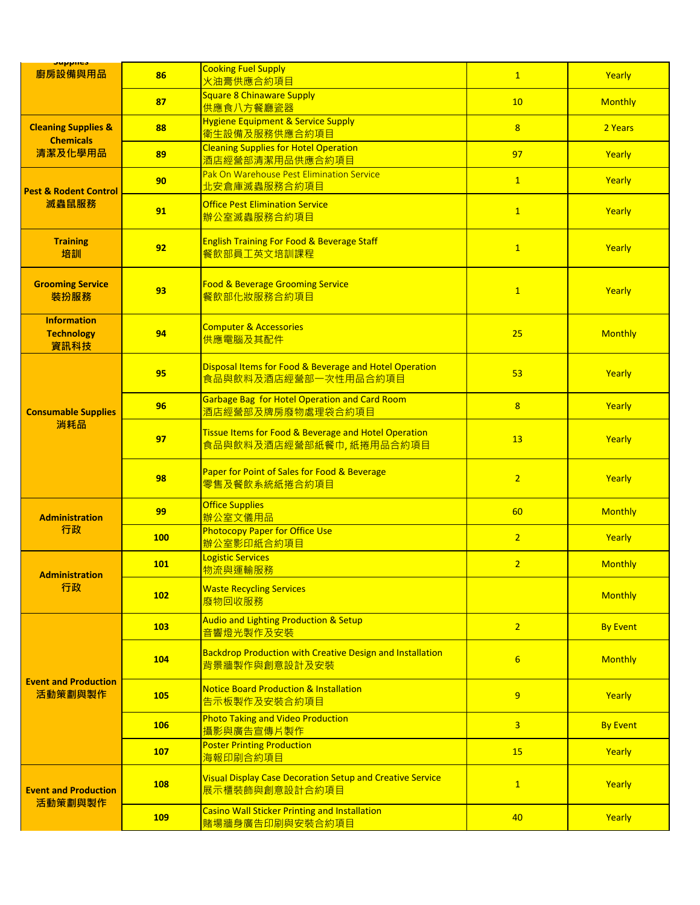| | | | | |
|---|---|---|---|---|
| Supplies 廚房設備與用品 | 86 | Cooking Fuel Supply<br>火油膏供應合約項目 | 1 | Yearly |
| | 87 | Square 8 Chinaware Supply<br>供應食八方餐廳瓷器 | 10 | Monthly |
| Cleaning Supplies & Chemicals<br>清潔及化學用品 | 88 | Hygiene Equipment & Service Supply<br>衛生設備及服務供應合約項目 | 8 | 2 Years |
| | 89 | Cleaning Supplies for Hotel Operation<br>酒店經營部清潔用品供應合約項目 | 97 | Yearly |
| Pest & Rodent Control<br>滅蟲鼠服務 | 90 | Pak On Warehouse Pest Elimination Service<br>北安倉庫滅蟲服務合約項目 | 1 | Yearly |
| | 91 | Office Pest Elimination Service<br>辦公室滅蟲服務合約項目 | 1 | Yearly |
| Training<br>培訓 | 92 | English Training For Food & Beverage Staff<br>餐飲部員工英文培訓課程 | 1 | Yearly |
| Grooming Service<br>裝扮服務 | 93 | Food & Beverage Grooming Service<br>餐飲部化妝服務合約項目 | 1 | Yearly |
| Information Technology<br>資訊科技 | 94 | Computer & Accessories<br>供應電腦及其配件 | 25 | Monthly |
| Consumable Supplies<br>消耗品 | 95 | Disposal Items for Food & Beverage and Hotel Operation<br>食品與飲料及酒店經營部一次性用品合約項目 | 53 | Yearly |
| | 96 | Garbage Bag for Hotel Operation and Card Room<br>酒店經營部及牌房廢物處理袋合約項目 | 8 | Yearly |
| | 97 | Tissue Items for Food & Beverage and Hotel Operation<br>食品與飲料及酒店經營部紙餐巾, 紙捲用品合約項目 | 13 | Yearly |
| | 98 | Paper for Point of Sales for Food & Beverage<br>零售及餐飲系統紙捲合約項目 | 2 | Yearly |
| Administration<br>行政 | 99 | Office Supplies<br>辦公室文儀用品 | 60 | Monthly |
| | 100 | Photocopy Paper for Office Use<br>辦公室影印紙合約項目 | 2 | Yearly |
| Administration<br>行政 | 101 | Logistic Services<br>物流與運輸服務 | 2 | Monthly |
| | 102 | Waste Recycling Services<br>廢物回收服務 | | Monthly |
| Event and Production<br>活動策劃與製作 | 103 | Audio and Lighting Production & Setup<br>音響燈光製作及安裝 | 2 | By Event |
| | 104 | Backdrop Production with Creative Design and Installation<br>背景牆製作與創意設計及安裝 | 6 | Monthly |
| | 105 | Notice Board Production & Installation<br>告示板製作及安裝合約項目 | 9 | Yearly |
| | 106 | Photo Taking and Video Production<br>攝影與廣告宣傳片製作 | 3 | By Event |
| | 107 | Poster Printing Production<br>海報印刷合約項目 | 15 | Yearly |
| Event and Production<br>活動策劃與製作 | 108 | Visual Display Case Decoration Setup and Creative Service<br>展示櫃裝飾與創意設計合約項目 | 1 | Yearly |
| | 109 | Casino Wall Sticker Printing and Installation<br>賭場牆身廣告印刷與安裝合約項目 | 40 | Yearly |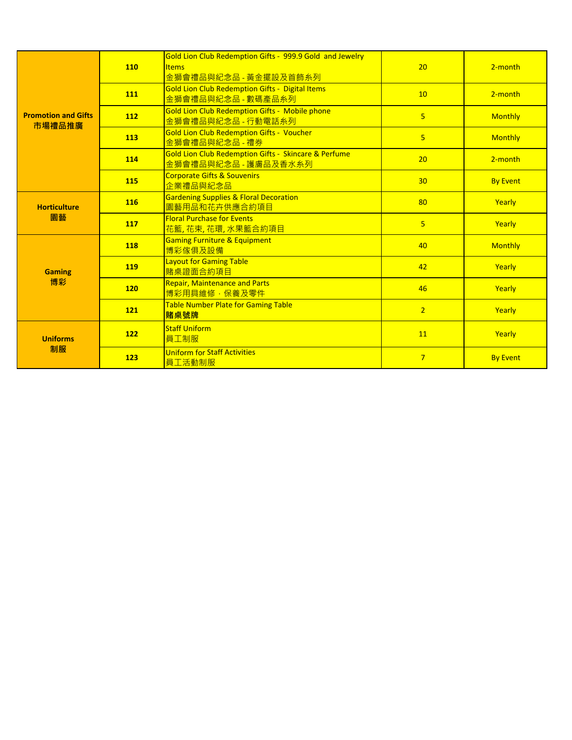| | | | | |
|---|---|---|---|---|
| **Promotion and Gifts 市場禮品推廣** | **110** | Gold Lion Club Redemption Gifts - 999.9 Gold and Jewelry Items<br>金獅會禮品與紀念品 - 黃金擺設及首飾系列 | 20 | 2-month |
| | **111** | Gold Lion Club Redemption Gifts - Digital Items<br>金獅會禮品與紀念品 - 數碼產品系列 | 10 | 2-month |
| | **112** | Gold Lion Club Redemption Gifts - Mobile phone<br>金獅會禮品與紀念品 - 行動電話系列 | 5 | Monthly |
| | **113** | Gold Lion Club Redemption Gifts - Voucher<br>金獅會禮品與紀念品 - 禮劵 | 5 | Monthly |
| | **114** | Gold Lion Club Redemption Gifts - Skincare & Perfume<br>金獅會禮品與紀念品 - 護膚品及香水系列 | 20 | 2-month |
| | **115** | Corporate Gifts & Souvenirs<br>企業禮品與紀念品 | 30 | By Event |
| **Horticulture 園藝** | **116** | Gardening Supplies & Floral Decoration<br>園藝用品和花卉供應合約項目 | 80 | Yearly |
| | **117** | Floral Purchase for Events<br>花籃, 花束, 花環, 水果籃合約項目 | 5 | Yearly |
| **Gaming 博彩** | **118** | Gaming Furniture & Equipment<br>博彩傢俱及設備 | 40 | Monthly |
| | **119** | Layout for Gaming Table<br>賭桌證面合約項目 | 42 | Yearly |
| | **120** | Repair, Maintenance and Parts<br>博彩用具維修 · 保養及零件 | 46 | Yearly |
| | **121** | Table Number Plate for Gaming Table<br>**賭桌號牌** | 2 | Yearly |
| **Uniforms 制服** | **122** | Staff Uniform<br>員工制服 | 11 | Yearly |
| | **123** | Uniform for Staff Activities<br>員工活動制服 | 7 | By Event |